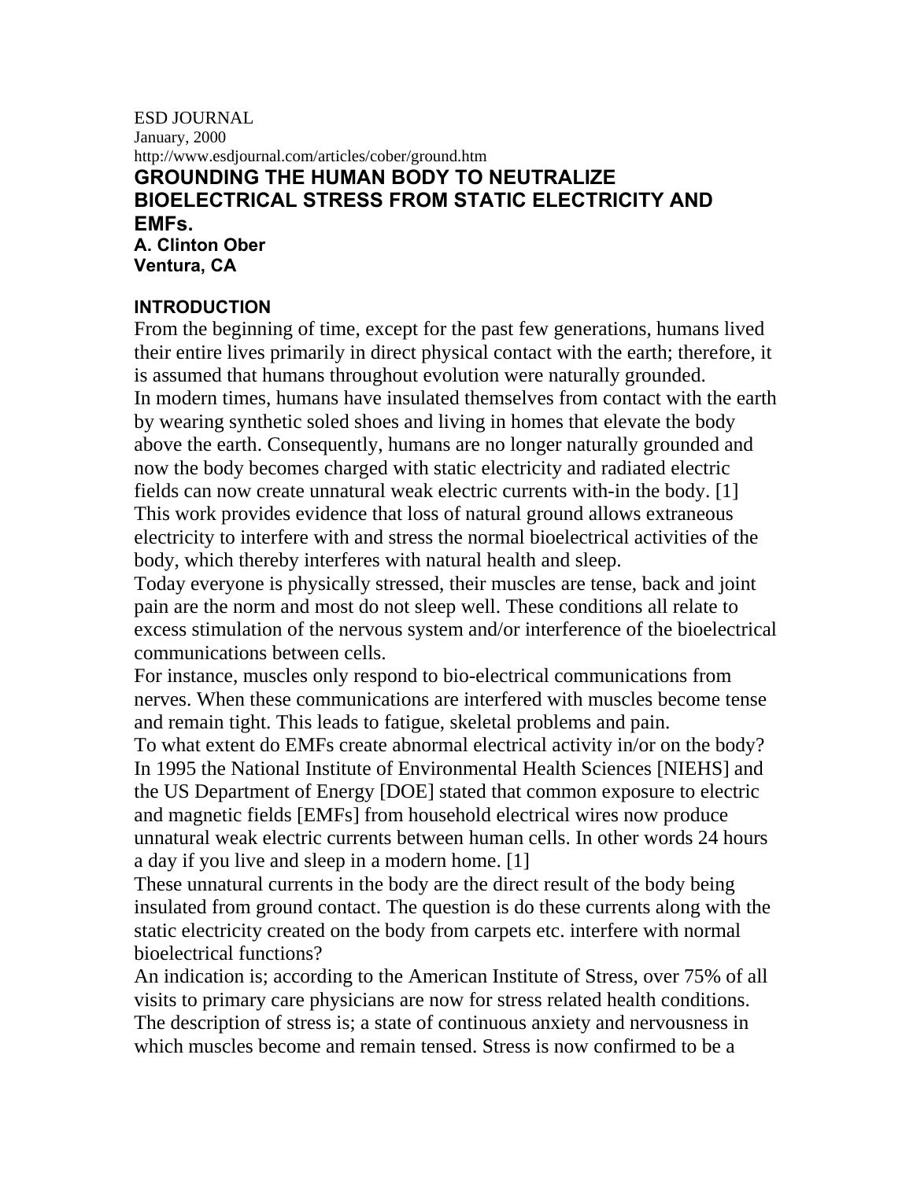ESD JOURNAL
January, 2000
http://www.esdjournal.com/articles/cober/ground.htm

# GROUNDING THE HUMAN BODY TO NEUTRALIZE BIOELECTRICAL STRESS FROM STATIC ELECTRICITY AND EMFs.

**A. Clinton Ober**
**Ventura, CA**

## INTRODUCTION

From the beginning of time, except for the past few generations, humans lived their entire lives primarily in direct physical contact with the earth; therefore, it is assumed that humans throughout evolution were naturally grounded.

In modern times, humans have insulated themselves from contact with the earth by wearing synthetic soled shoes and living in homes that elevate the body above the earth. Consequently, humans are no longer naturally grounded and now the body becomes charged with static electricity and radiated electric fields can now create unnatural weak electric currents with-in the body. [1]

This work provides evidence that loss of natural ground allows extraneous electricity to interfere with and stress the normal bioelectrical activities of the body, which thereby interferes with natural health and sleep.

Today everyone is physically stressed, their muscles are tense, back and joint pain are the norm and most do not sleep well. These conditions all relate to excess stimulation of the nervous system and/or interference of the bioelectrical communications between cells.

For instance, muscles only respond to bio-electrical communications from nerves. When these communications are interfered with muscles become tense and remain tight. This leads to fatigue, skeletal problems and pain.

To what extent do EMFs create abnormal electrical activity in/or on the body? In 1995 the National Institute of Environmental Health Sciences [NIEHS] and the US Department of Energy [DOE] stated that common exposure to electric and magnetic fields [EMFs] from household electrical wires now produce unnatural weak electric currents between human cells. In other words 24 hours a day if you live and sleep in a modern home. [1]

These unnatural currents in the body are the direct result of the body being insulated from ground contact. The question is do these currents along with the static electricity created on the body from carpets etc. interfere with normal bioelectrical functions?

An indication is; according to the American Institute of Stress, over 75% of all visits to primary care physicians are now for stress related health conditions. The description of stress is; a state of continuous anxiety and nervousness in which muscles become and remain tensed. Stress is now confirmed to be a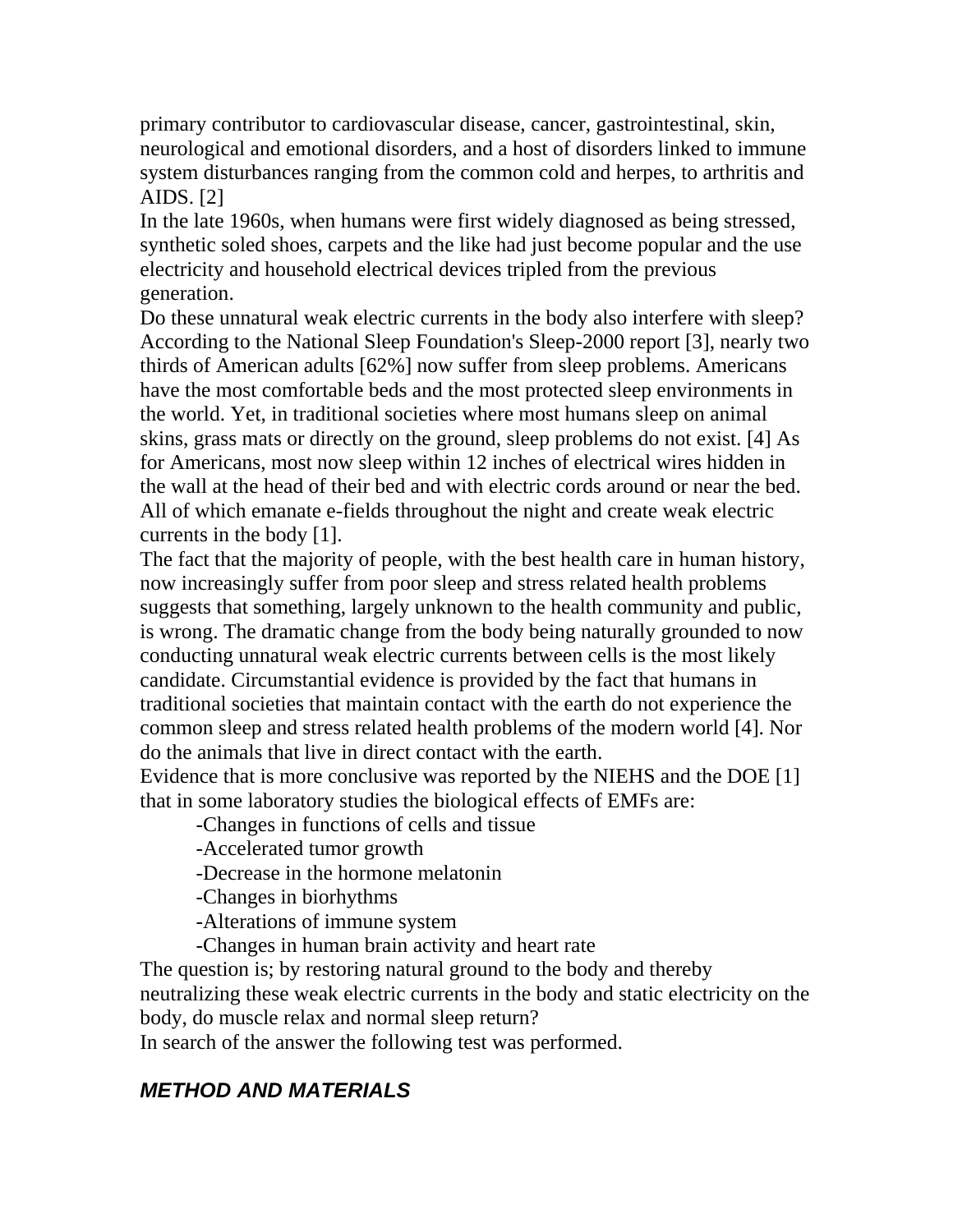primary contributor to cardiovascular disease, cancer, gastrointestinal, skin, neurological and emotional disorders, and a host of disorders linked to immune system disturbances ranging from the common cold and herpes, to arthritis and AIDS. [2]

In the late 1960s, when humans were first widely diagnosed as being stressed, synthetic soled shoes, carpets and the like had just become popular and the use electricity and household electrical devices tripled from the previous generation.

Do these unnatural weak electric currents in the body also interfere with sleep? According to the National Sleep Foundation's Sleep-2000 report [3], nearly two thirds of American adults [62%] now suffer from sleep problems. Americans have the most comfortable beds and the most protected sleep environments in the world. Yet, in traditional societies where most humans sleep on animal skins, grass mats or directly on the ground, sleep problems do not exist. [4] As for Americans, most now sleep within 12 inches of electrical wires hidden in the wall at the head of their bed and with electric cords around or near the bed. All of which emanate e-fields throughout the night and create weak electric currents in the body [1].

The fact that the majority of people, with the best health care in human history, now increasingly suffer from poor sleep and stress related health problems suggests that something, largely unknown to the health community and public, is wrong. The dramatic change from the body being naturally grounded to now conducting unnatural weak electric currents between cells is the most likely candidate. Circumstantial evidence is provided by the fact that humans in traditional societies that maintain contact with the earth do not experience the common sleep and stress related health problems of the modern world [4]. Nor do the animals that live in direct contact with the earth.

Evidence that is more conclusive was reported by the NIEHS and the DOE [1] that in some laboratory studies the biological effects of EMFs are:

- -Changes in functions of cells and tissue
- -Accelerated tumor growth
- -Decrease in the hormone melatonin
- -Changes in biorhythms
- -Alterations of immune system
- -Changes in human brain activity and heart rate

The question is; by restoring natural ground to the body and thereby neutralizing these weak electric currents in the body and static electricity on the body, do muscle relax and normal sleep return?

In search of the answer the following test was performed.

## *METHOD AND MATERIALS*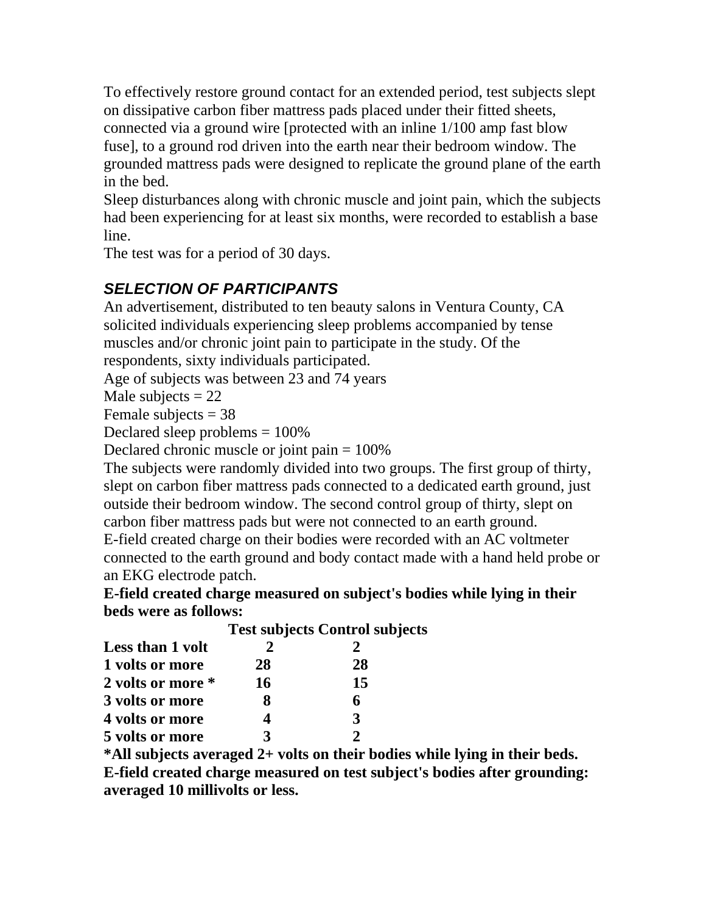To effectively restore ground contact for an extended period, test subjects slept on dissipative carbon fiber mattress pads placed under their fitted sheets, connected via a ground wire [protected with an inline 1/100 amp fast blow fuse], to a ground rod driven into the earth near their bedroom window. The grounded mattress pads were designed to replicate the ground plane of the earth in the bed.

Sleep disturbances along with chronic muscle and joint pain, which the subjects had been experiencing for at least six months, were recorded to establish a base line.

The test was for a period of 30 days.

### *SELECTION OF PARTICIPANTS*

An advertisement, distributed to ten beauty salons in Ventura County, CA solicited individuals experiencing sleep problems accompanied by tense muscles and/or chronic joint pain to participate in the study. Of the respondents, sixty individuals participated.

Age of subjects was between 23 and 74 years

Male subjects = 22

Female subjects = 38

Declared sleep problems = 100%

Declared chronic muscle or joint pain = 100%

The subjects were randomly divided into two groups. The first group of thirty, slept on carbon fiber mattress pads connected to a dedicated earth ground, just outside their bedroom window. The second control group of thirty, slept on carbon fiber mattress pads but were not connected to an earth ground.

E-field created charge on their bodies were recorded with an AC voltmeter connected to the earth ground and body contact made with a hand held probe or an EKG electrode patch.

**E-field created charge measured on subject's bodies while lying in their beds were as follows:**

| | **Test subjects** | **Control subjects** |
|---|---|---|
| **Less than 1 volt** | **2** | **2** |
| **1 volts or more** | **28** | **28** |
| **2 volts or more *** | **16** | **15** |
| **3 volts or more** | **8** | **6** |
| **4 volts or more** | **4** | **3** |
| **5 volts or more** | **3** | **2** |

**\*All subjects averaged 2+ volts on their bodies while lying in their beds.**

**E-field created charge measured on test subject's bodies after grounding: averaged 10 millivolts or less.**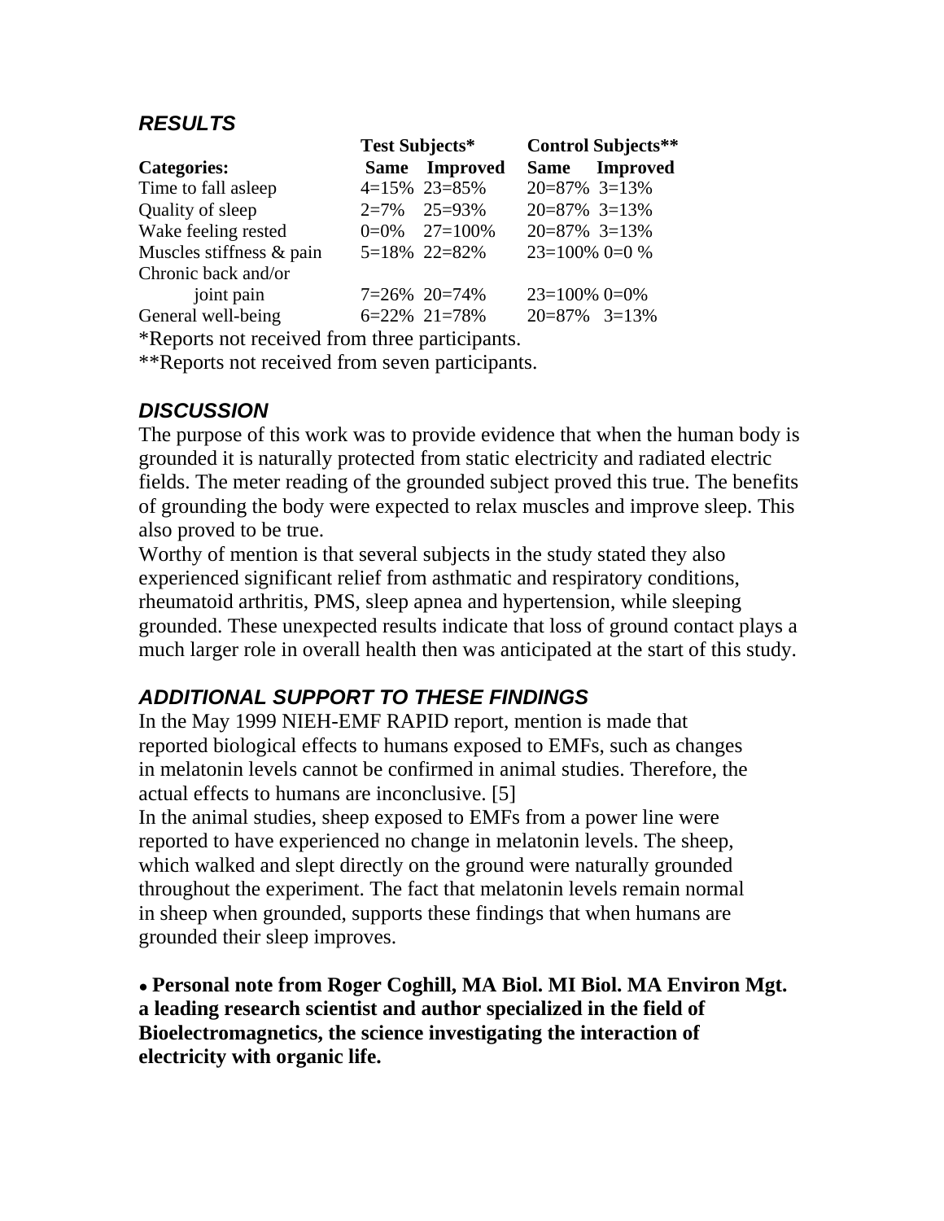## RESULTS

| Categories: | Test Subjects* | | Control Subjects** | |
|---|---|---|---|---|
| | Same | Improved | Same | Improved |
| Time to fall asleep | 4=15% | 23=85% | 20=87% | 3=13% |
| Quality of sleep | 2=7% | 25=93% | 20=87% | 3=13% |
| Wake feeling rested | 0=0% | 27=100% | 20=87% | 3=13% |
| Muscles stiffness & pain | 5=18% | 22=82% | 23=100% | 0=0 % |
| Chronic back and/or joint pain | 7=26% | 20=74% | 23=100% | 0=0% |
| General well-being | 6=22% | 21=78% | 20=87% | 3=13% |

*Reports not received from three participants.

**Reports not received from seven participants.

## DISCUSSION

The purpose of this work was to provide evidence that when the human body is grounded it is naturally protected from static electricity and radiated electric fields. The meter reading of the grounded subject proved this true. The benefits of grounding the body were expected to relax muscles and improve sleep. This also proved to be true.

Worthy of mention is that several subjects in the study stated they also experienced significant relief from asthmatic and respiratory conditions, rheumatoid arthritis, PMS, sleep apnea and hypertension, while sleeping grounded. These unexpected results indicate that loss of ground contact plays a much larger role in overall health then was anticipated at the start of this study.

## ADDITIONAL SUPPORT TO THESE FINDINGS

In the May 1999 NIEH-EMF RAPID report, mention is made that reported biological effects to humans exposed to EMFs, such as changes in melatonin levels cannot be confirmed in animal studies. Therefore, the actual effects to humans are inconclusive. [5]

In the animal studies, sheep exposed to EMFs from a power line were reported to have experienced no change in melatonin levels. The sheep, which walked and slept directly on the ground were naturally grounded throughout the experiment. The fact that melatonin levels remain normal in sheep when grounded, supports these findings that when humans are grounded their sleep improves.

- **Personal note from Roger Coghill, MA Biol. MI Biol. MA Environ Mgt. a leading research scientist and author specialized in the field of Bioelectromagnetics, the science investigating the interaction of electricity with organic life.**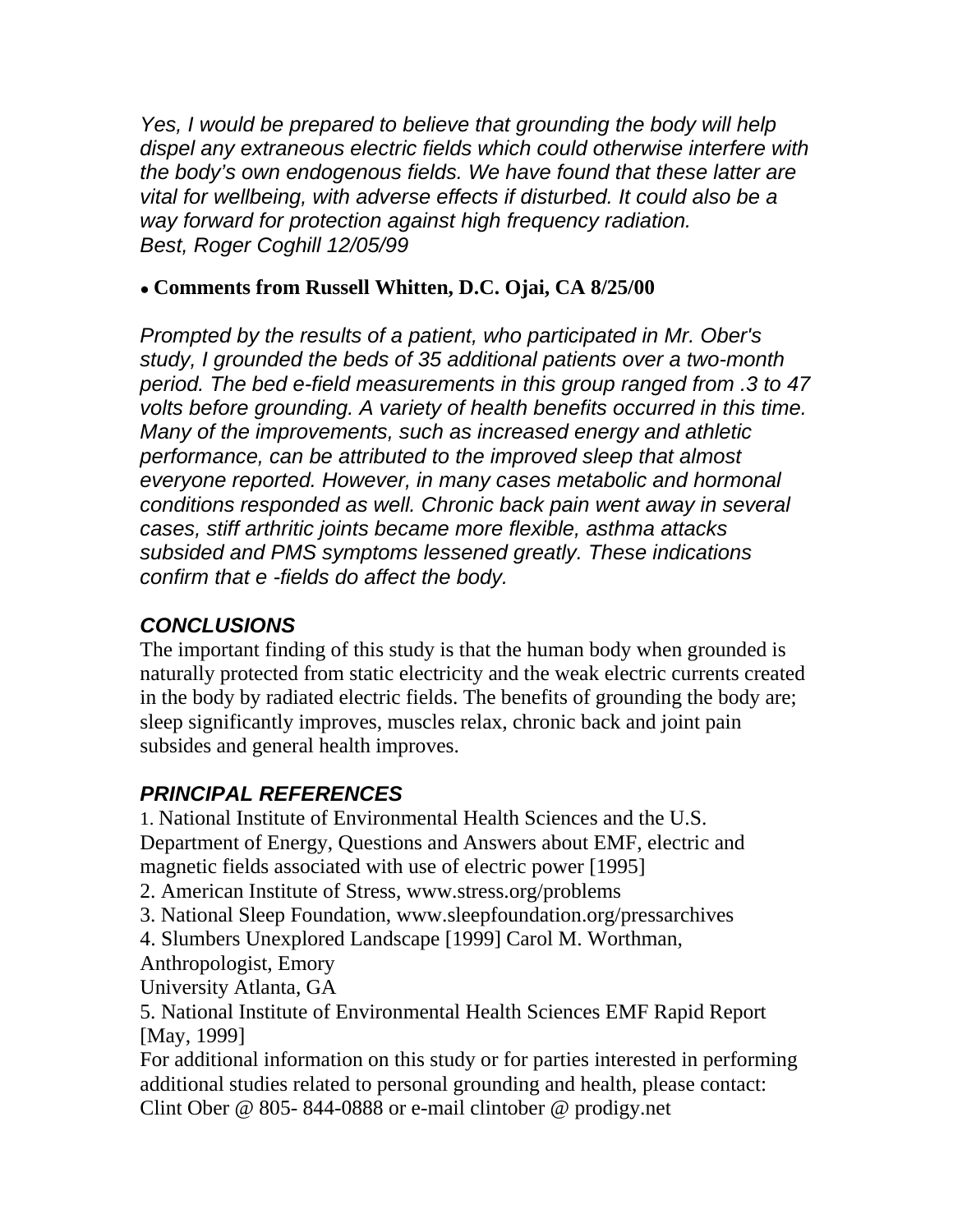*Yes, I would be prepared to believe that grounding the body will help dispel any extraneous electric fields which could otherwise interfere with the body's own endogenous fields. We have found that these latter are vital for wellbeing, with adverse effects if disturbed. It could also be a way forward for protection against high frequency radiation.*
*Best, Roger Coghill 12/05/99*

- **Comments from Russell Whitten, D.C. Ojai, CA 8/25/00**

*Prompted by the results of a patient, who participated in Mr. Ober's study, I grounded the beds of 35 additional patients over a two-month period. The bed e-field measurements in this group ranged from .3 to 47 volts before grounding. A variety of health benefits occurred in this time. Many of the improvements, such as increased energy and athletic performance, can be attributed to the improved sleep that almost everyone reported. However, in many cases metabolic and hormonal conditions responded as well. Chronic back pain went away in several cases, stiff arthritic joints became more flexible, asthma attacks subsided and PMS symptoms lessened greatly. These indications confirm that e -fields do affect the body.*

## *CONCLUSIONS*

The important finding of this study is that the human body when grounded is naturally protected from static electricity and the weak electric currents created in the body by radiated electric fields. The benefits of grounding the body are; sleep significantly improves, muscles relax, chronic back and joint pain subsides and general health improves.

## *PRINCIPAL REFERENCES*

1. National Institute of Environmental Health Sciences and the U.S. Department of Energy, Questions and Answers about EMF, electric and magnetic fields associated with use of electric power [1995]
2. American Institute of Stress, www.stress.org/problems
3. National Sleep Foundation, www.sleepfoundation.org/pressarchives
4. Slumbers Unexplored Landscape [1999] Carol M. Worthman, Anthropologist, Emory University Atlanta, GA
5. National Institute of Environmental Health Sciences EMF Rapid Report [May, 1999]

For additional information on this study or for parties interested in performing additional studies related to personal grounding and health, please contact: Clint Ober @ 805- 844-0888 or e-mail clintober @ prodigy.net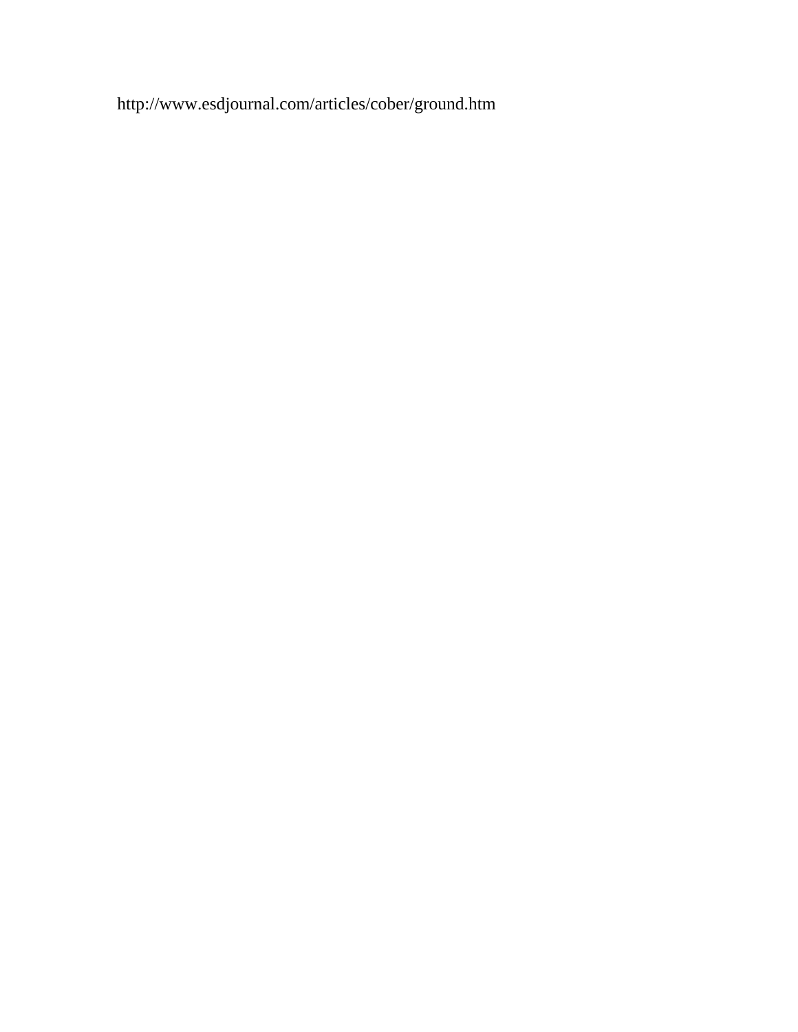http://www.esdjournal.com/articles/cober/ground.htm